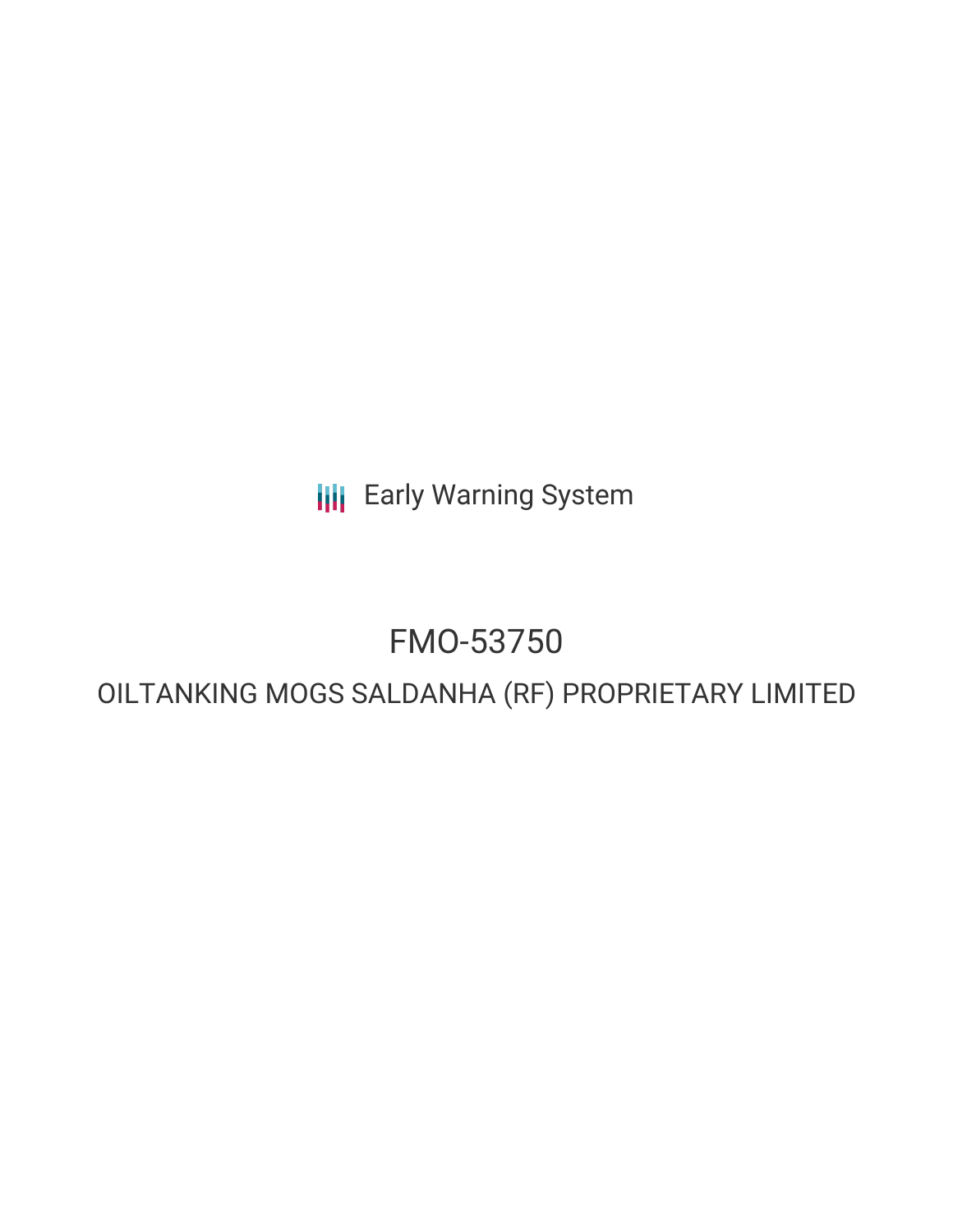Early Warning System

# FMO-53750

## OILTANKING MOGS SALDANHA (RF) PROPRIETARY LIMITED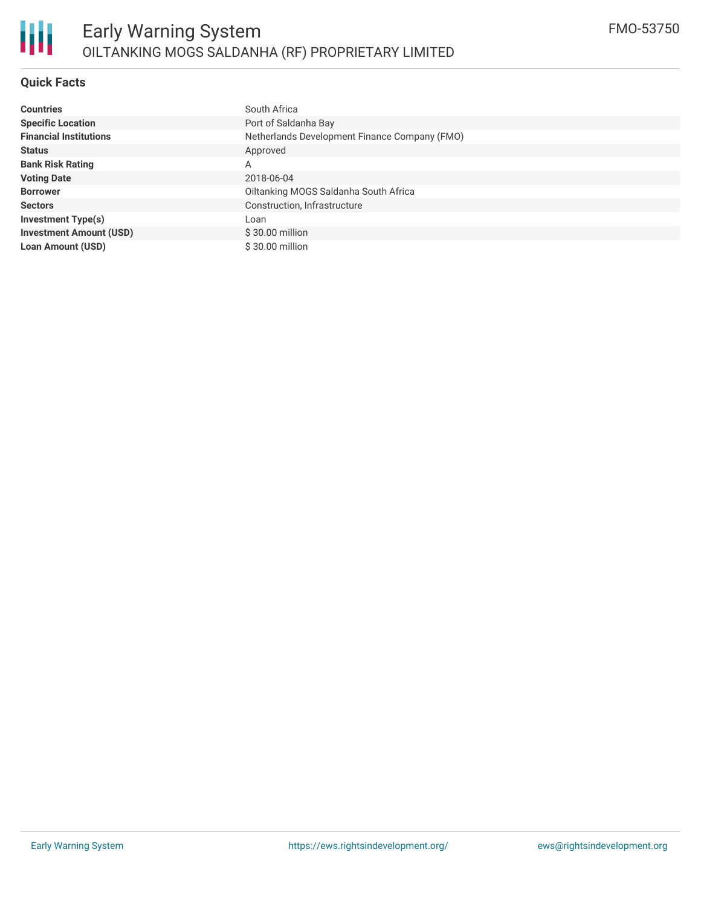## Quick Facts

| | |
|---|---|
| **Countries** | South Africa |
| **Specific Location** | Port of Saldanha Bay |
| **Financial Institutions** | Netherlands Development Finance Company (FMO) |
| **Status** | Approved |
| **Bank Risk Rating** | A |
| **Voting Date** | 2018-06-04 |
| **Borrower** | Oiltanking MOGS Saldanha South Africa |
| **Sectors** | Construction, Infrastructure |
| **Investment Type(s)** | Loan |
| **Investment Amount (USD)** | $ 30.00 million |
| **Loan Amount (USD)** | $ 30.00 million |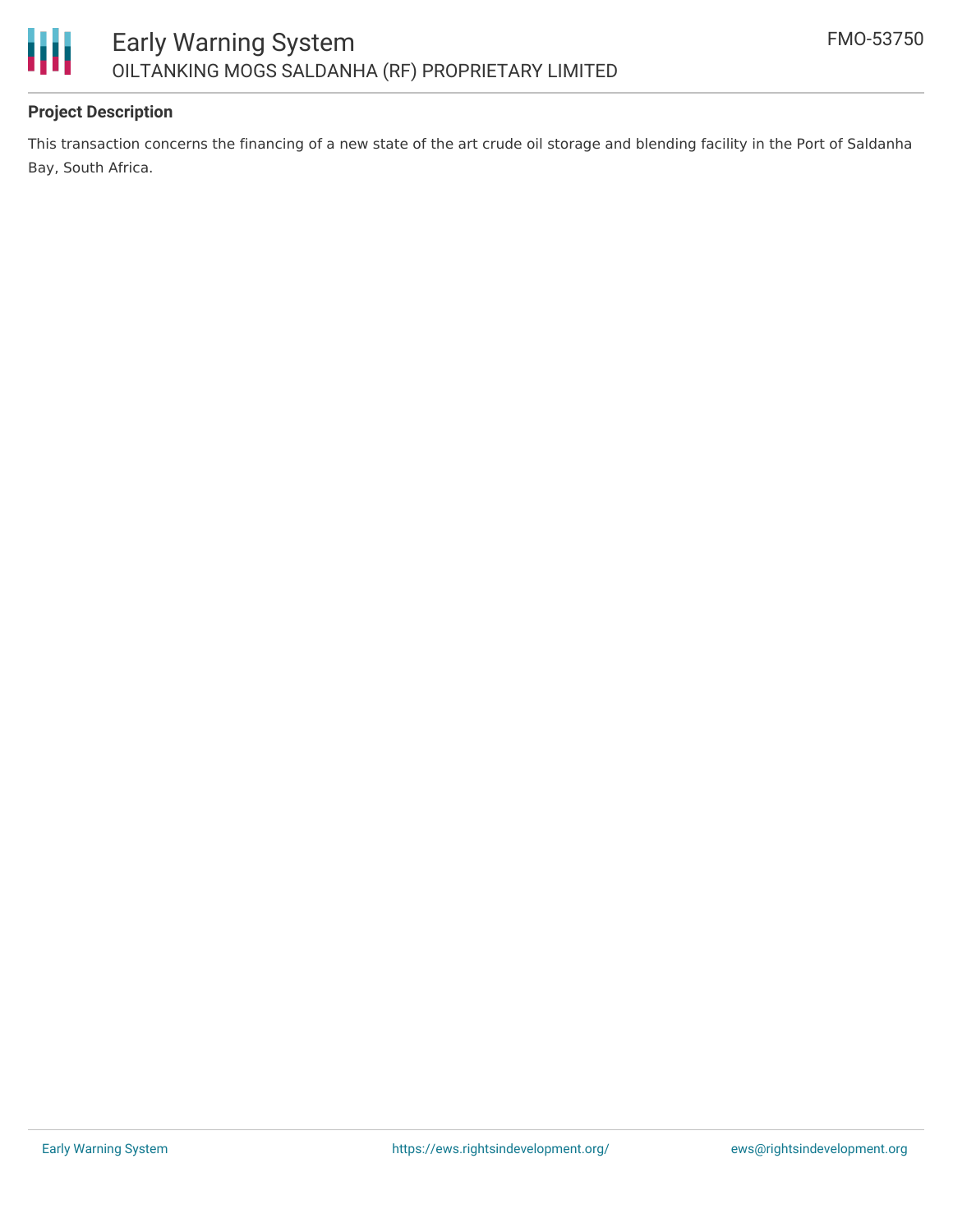## Project Description

This transaction concerns the financing of a new state of the art crude oil storage and blending facility in the Port of Saldanha Bay, South Africa.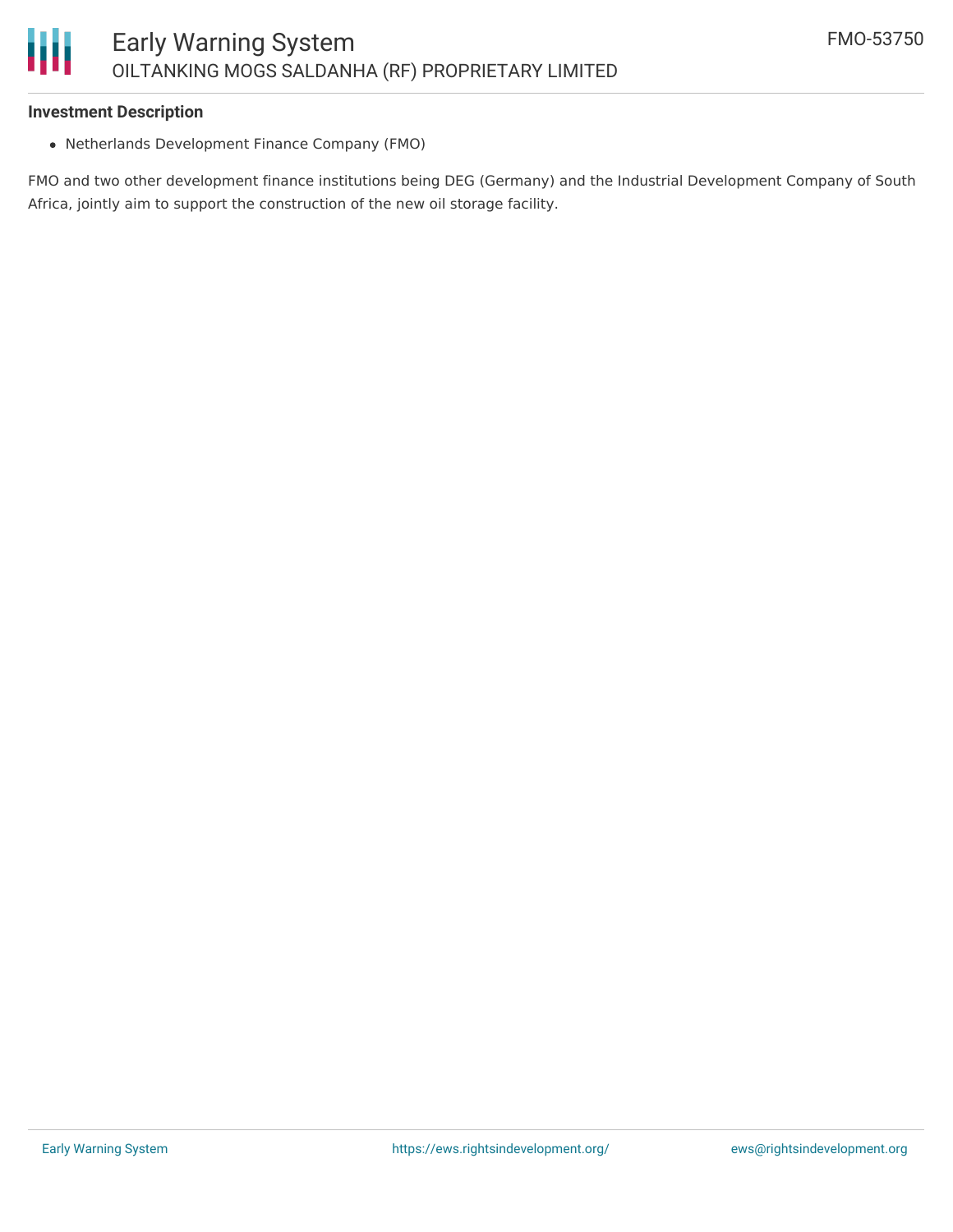**Investment Description**

- Netherlands Development Finance Company (FMO)

FMO and two other development finance institutions being DEG (Germany) and the Industrial Development Company of South Africa, jointly aim to support the construction of the new oil storage facility.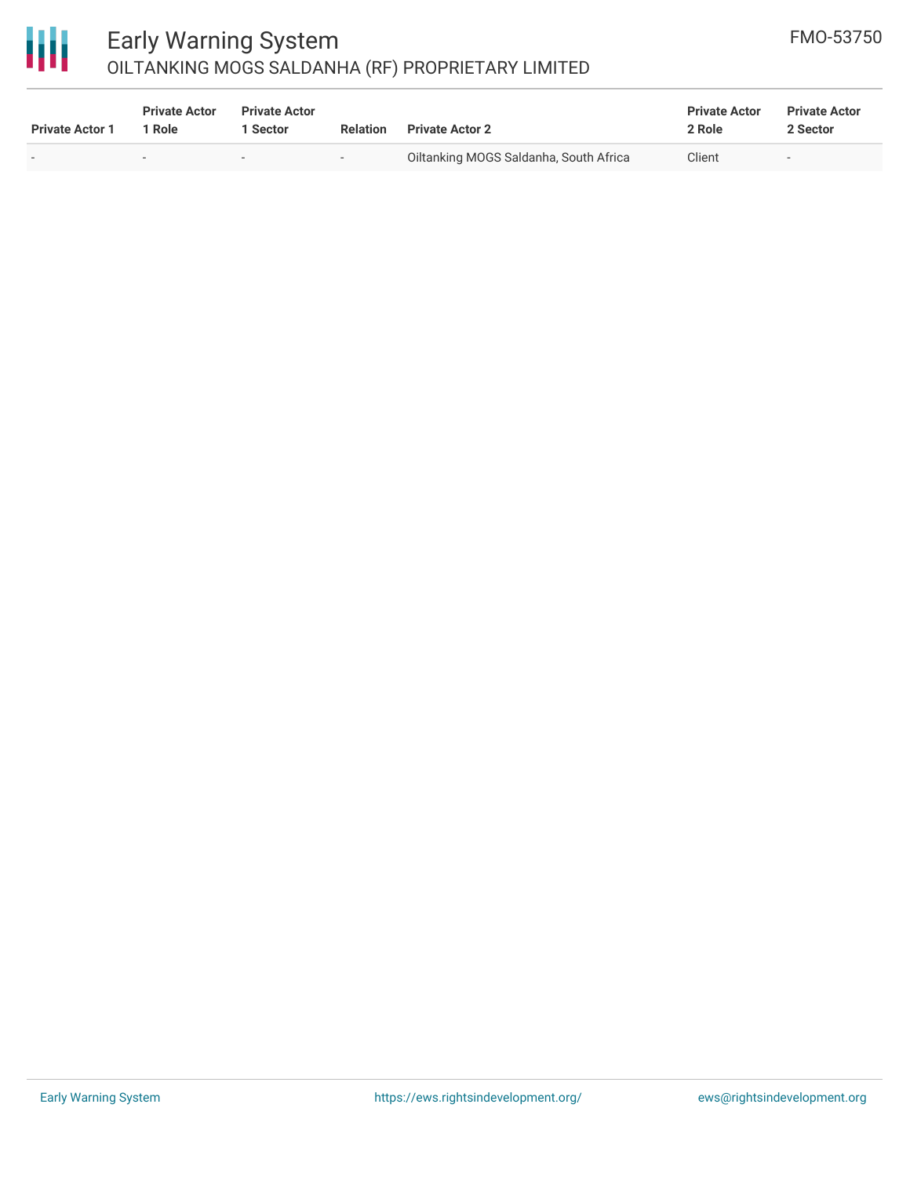| Private Actor 1 | Private Actor 1 Role | Private Actor 1 Sector | Relation | Private Actor 2 | Private Actor 2 Role | Private Actor 2 Sector |
| --- | --- | --- | --- | --- | --- | --- |
| - | - | - | - | Oiltanking MOGS Saldanha, South Africa | Client | - |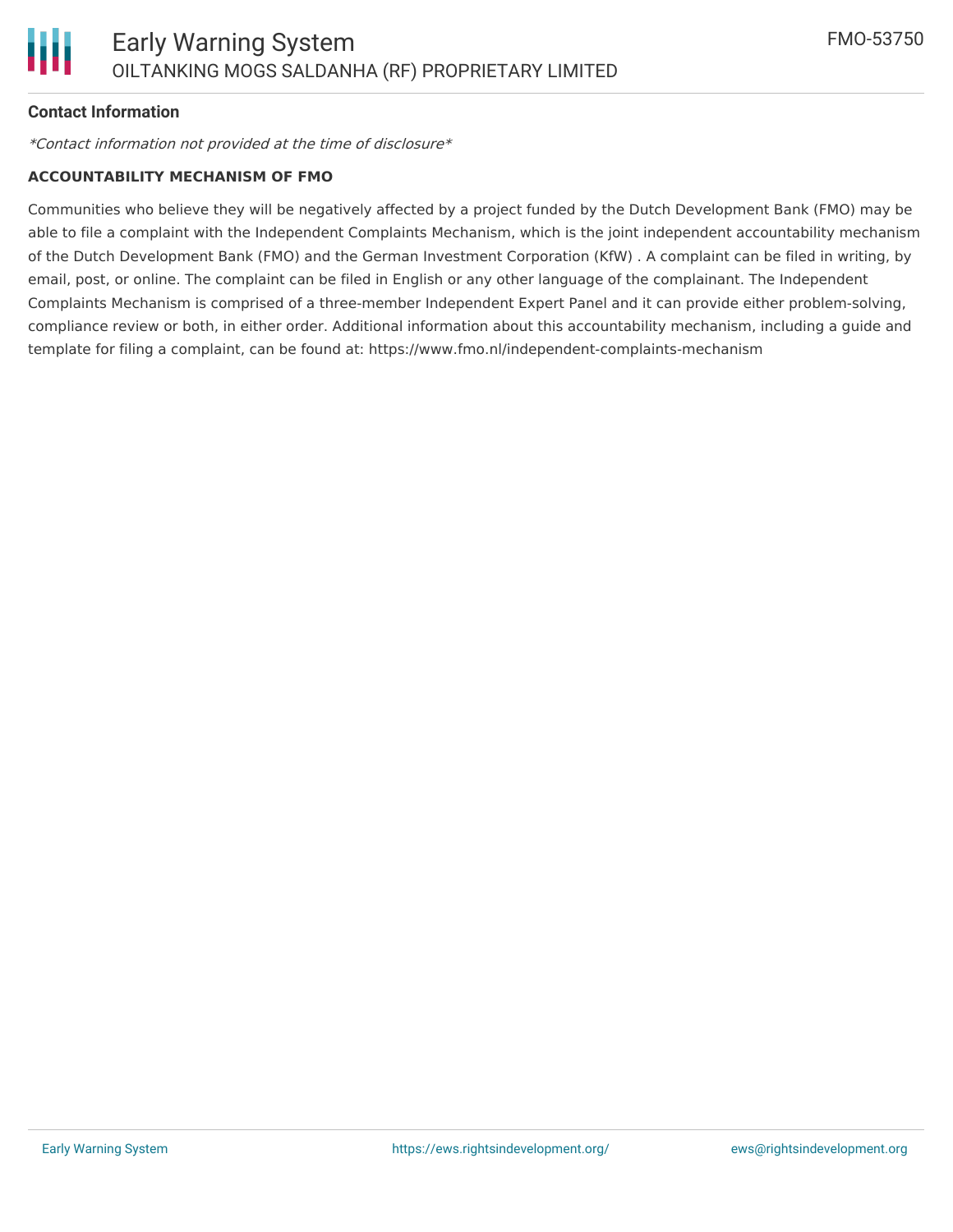**Contact Information**

*Contact information not provided at the time of disclosure*

**ACCOUNTABILITY MECHANISM OF FMO**

Communities who believe they will be negatively affected by a project funded by the Dutch Development Bank (FMO) may be able to file a complaint with the Independent Complaints Mechanism, which is the joint independent accountability mechanism of the Dutch Development Bank (FMO) and the German Investment Corporation (KfW) . A complaint can be filed in writing, by email, post, or online. The complaint can be filed in English or any other language of the complainant. The Independent Complaints Mechanism is comprised of a three-member Independent Expert Panel and it can provide either problem-solving, compliance review or both, in either order. Additional information about this accountability mechanism, including a guide and template for filing a complaint, can be found at: https://www.fmo.nl/independent-complaints-mechanism